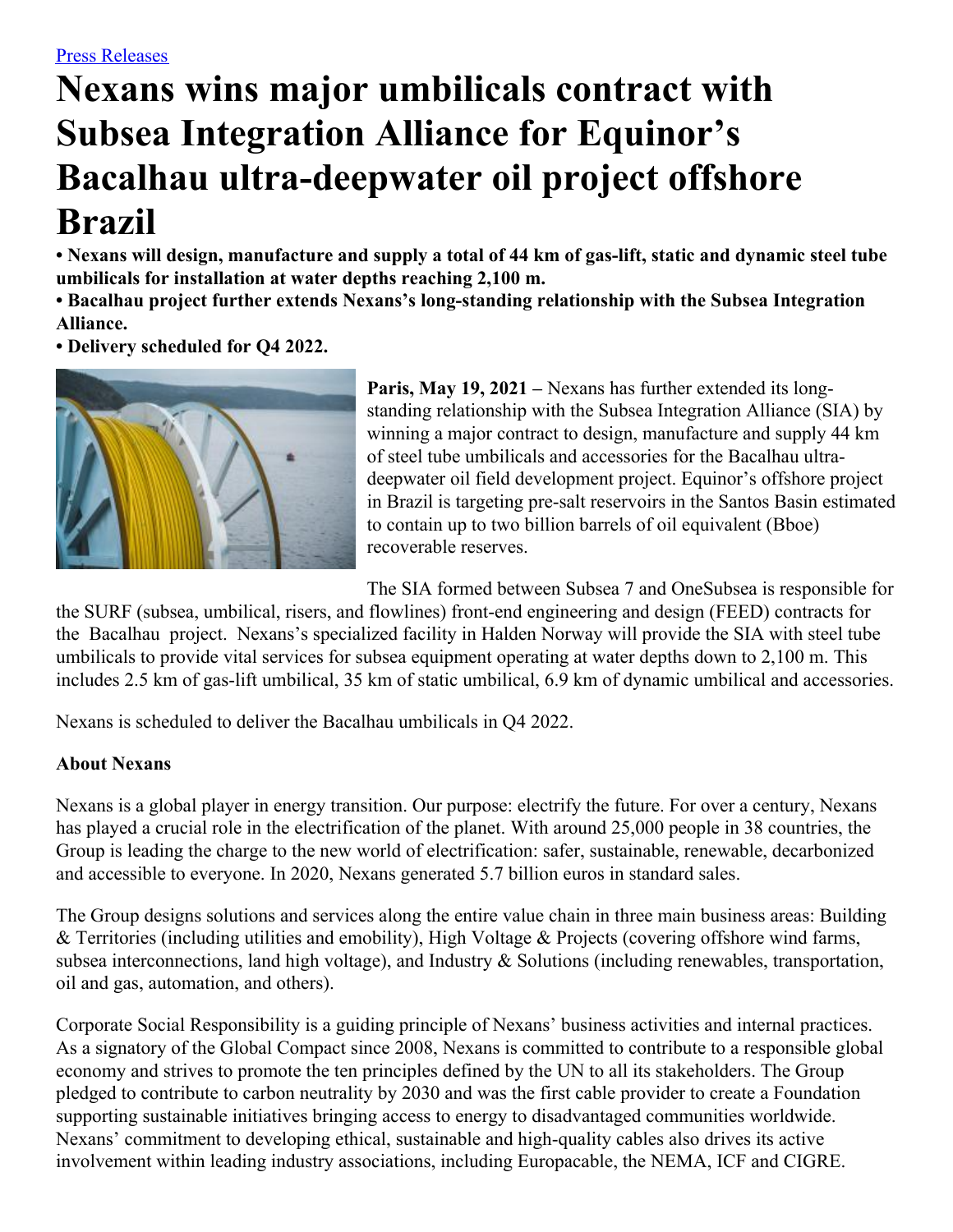[Press Releases]

# Nexans wins major umbilicals contract with Subsea Integration Alliance for Equinor's Bacalhau ultra-deepwater oil project offshore Brazil

**• Nexans will design, manufacture and supply a total of 44 km of gas-lift, static and dynamic steel tube umbilicals for installation at water depths reaching 2,100 m.**
**• Bacalhau project further extends Nexans's long-standing relationship with the Subsea Integration Alliance.**
**• Delivery scheduled for Q4 2022.**

**Paris, May 19, 2021 –** Nexans has further extended its long-standing relationship with the Subsea Integration Alliance (SIA) by winning a major contract to design, manufacture and supply 44 km of steel tube umbilicals and accessories for the Bacalhau ultra-deepwater oil field development project. Equinor's offshore project in Brazil is targeting pre-salt reservoirs in the Santos Basin estimated to contain up to two billion barrels of oil equivalent (Bboe) recoverable reserves.

The SIA formed between Subsea 7 and OneSubsea is responsible for the SURF (subsea, umbilical, risers, and flowlines) front-end engineering and design (FEED) contracts for the Bacalhau project. Nexans's specialized facility in Halden Norway will provide the SIA with steel tube umbilicals to provide vital services for subsea equipment operating at water depths down to 2,100 m. This includes 2.5 km of gas-lift umbilical, 35 km of static umbilical, 6.9 km of dynamic umbilical and accessories.

Nexans is scheduled to deliver the Bacalhau umbilicals in Q4 2022.

**About Nexans**

Nexans is a global player in energy transition. Our purpose: electrify the future. For over a century, Nexans has played a crucial role in the electrification of the planet. With around 25,000 people in 38 countries, the Group is leading the charge to the new world of electrification: safer, sustainable, renewable, decarbonized and accessible to everyone. In 2020, Nexans generated 5.7 billion euros in standard sales.

The Group designs solutions and services along the entire value chain in three main business areas: Building & Territories (including utilities and emobility), High Voltage & Projects (covering offshore wind farms, subsea interconnections, land high voltage), and Industry & Solutions (including renewables, transportation, oil and gas, automation, and others).

Corporate Social Responsibility is a guiding principle of Nexans' business activities and internal practices. As a signatory of the Global Compact since 2008, Nexans is committed to contribute to a responsible global economy and strives to promote the ten principles defined by the UN to all its stakeholders. The Group pledged to contribute to carbon neutrality by 2030 and was the first cable provider to create a Foundation supporting sustainable initiatives bringing access to energy to disadvantaged communities worldwide. Nexans' commitment to developing ethical, sustainable and high-quality cables also drives its active involvement within leading industry associations, including Europacable, the NEMA, ICF and CIGRE.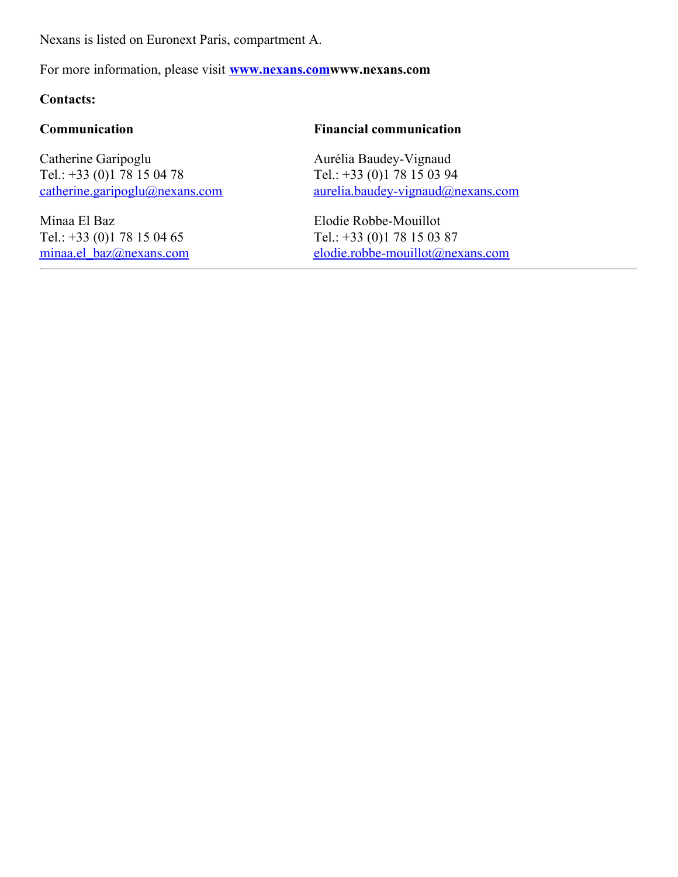Nexans is listed on Euronext Paris, compartment A.

For more information, please visit **www.nexans.comwww.nexans.com**

**Contacts:**

**Communication**

Catherine Garipoglu
Tel.: +33 (0)1 78 15 04 78
catherine.garipoglu@nexans.com

Minaa El Baz
Tel.: +33 (0)1 78 15 04 65
minaa.el_baz@nexans.com

**Financial communication**

Aurélia Baudey-Vignaud
Tel.: +33 (0)1 78 15 03 94
aurelia.baudey-vignaud@nexans.com

Elodie Robbe-Mouillot
Tel.: +33 (0)1 78 15 03 87
elodie.robbe-mouillot@nexans.com